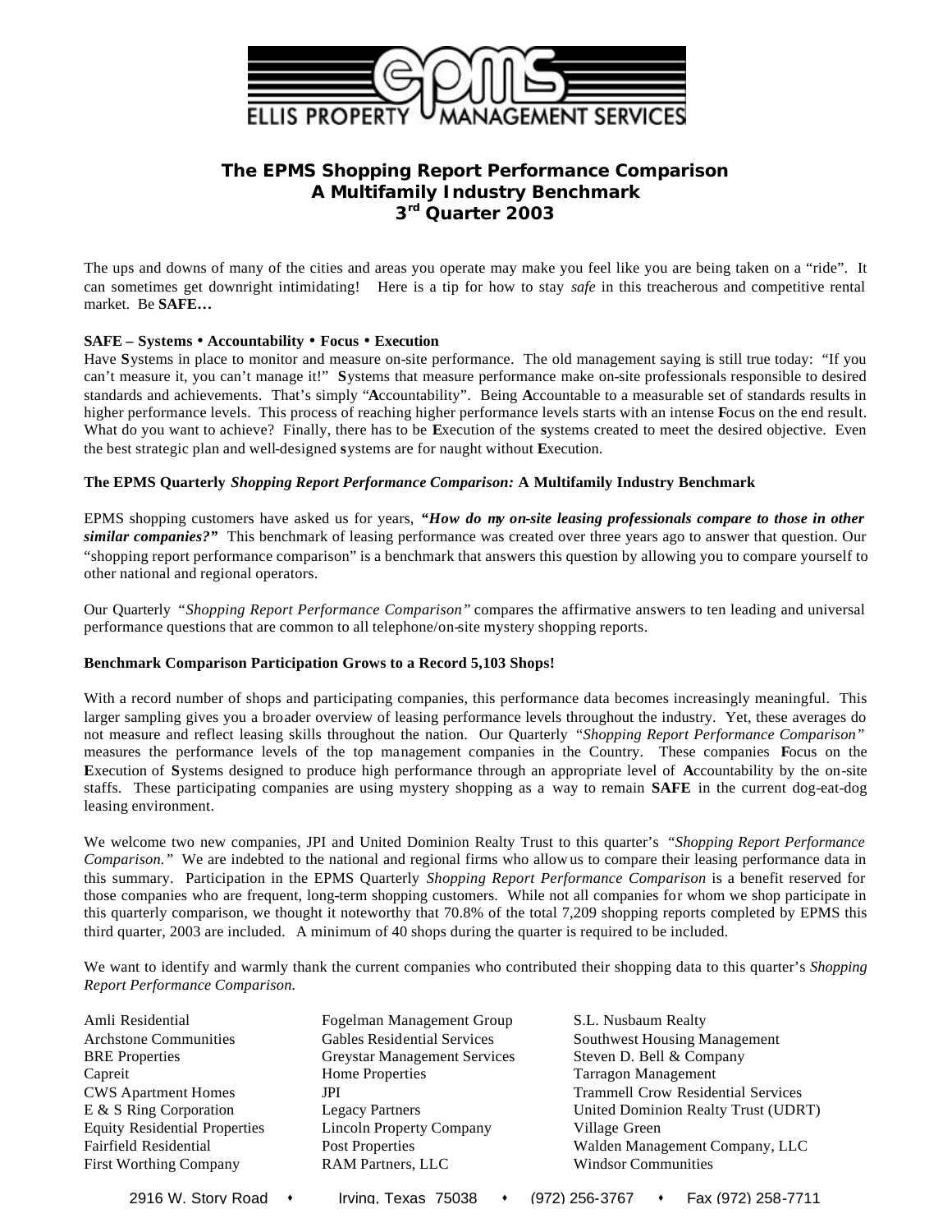# The EPMS Shopping Report Performance Comparison
## A Multifamily Industry Benchmark
## 3rd Quarter 2003

The ups and downs of many of the cities and areas you operate may make you feel like you are being taken on a "ride". It can sometimes get downright intimidating! Here is a tip for how to stay *safe* in this treacherous and competitive rental market. Be **SAFE…**

**SAFE – Systems • Accountability • Focus • Execution**

Have **S**ystems in place to monitor and measure on-site performance. The old management saying is still true today: "If you can't measure it, you can't manage it!" **S**ystems that measure performance make on-site professionals responsible to desired standards and achievements. That's simply "**A**ccountability". Being **A**ccountable to a measurable set of standards results in higher performance levels. This process of reaching higher performance levels starts with an intense **F**ocus on the end result. What do you want to achieve? Finally, there has to be **E**xecution of the **s**ystems created to meet the desired objective. Even the best strategic plan and well-designed **s**ystems are for naught without **E**xecution.

**The EPMS Quarterly *Shopping Report Performance Comparison:* A Multifamily Industry Benchmark**

EPMS shopping customers have asked us for years, ***"How do my on-site leasing professionals compare to those in other similar companies?"*** This benchmark of leasing performance was created over three years ago to answer that question. Our "shopping report performance comparison" is a benchmark that answers this question by allowing you to compare yourself to other national and regional operators.

Our Quarterly *"Shopping Report Performance Comparison"* compares the affirmative answers to ten leading and universal performance questions that are common to all telephone/on-site mystery shopping reports.

**Benchmark Comparison Participation Grows to a Record 5,103 Shops!**

With a record number of shops and participating companies, this performance data becomes increasingly meaningful. This larger sampling gives you a broader overview of leasing performance levels throughout the industry. Yet, these averages do not measure and reflect leasing skills throughout the nation. Our Quarterly *"Shopping Report Performance Comparison"* measures the performance levels of the top management companies in the Country. These companies **F**ocus on the **E**xecution of **S**ystems designed to produce high performance through an appropriate level of **A**ccountability by the on-site staffs. These participating companies are using mystery shopping as a way to remain **SAFE** in the current dog-eat-dog leasing environment.

We welcome two new companies, JPI and United Dominion Realty Trust to this quarter's *"Shopping Report Performance Comparison."* We are indebted to the national and regional firms who allow us to compare their leasing performance data in this summary. Participation in the EPMS Quarterly *Shopping Report Performance Comparison* is a benefit reserved for those companies who are frequent, long-term shopping customers. While not all companies for whom we shop participate in this quarterly comparison, we thought it noteworthy that 70.8% of the total 7,209 shopping reports completed by EPMS this third quarter, 2003 are included. A minimum of 40 shops during the quarter is required to be included.

We want to identify and warmly thank the current companies who contributed their shopping data to this quarter's *Shopping Report Performance Comparison.*

- Amli Residential
- Archstone Communities
- BRE Properties
- Capreit
- CWS Apartment Homes
- E & S Ring Corporation
- Equity Residential Properties
- Fairfield Residential
- First Worthing Company
- Fogelman Management Group
- Gables Residential Services
- Greystar Management Services
- Home Properties
- JPI
- Legacy Partners
- Lincoln Property Company
- Post Properties
- RAM Partners, LLC
- S.L. Nusbaum Realty
- Southwest Housing Management
- Steven D. Bell & Company
- Tarragon Management
- Trammell Crow Residential Services
- United Dominion Realty Trust (UDRT)
- Village Green
- Walden Management Company, LLC
- Windsor Communities

2916 W. Story Road • Irving, Texas 75038 • (972) 256-3767 • Fax (972) 258-7711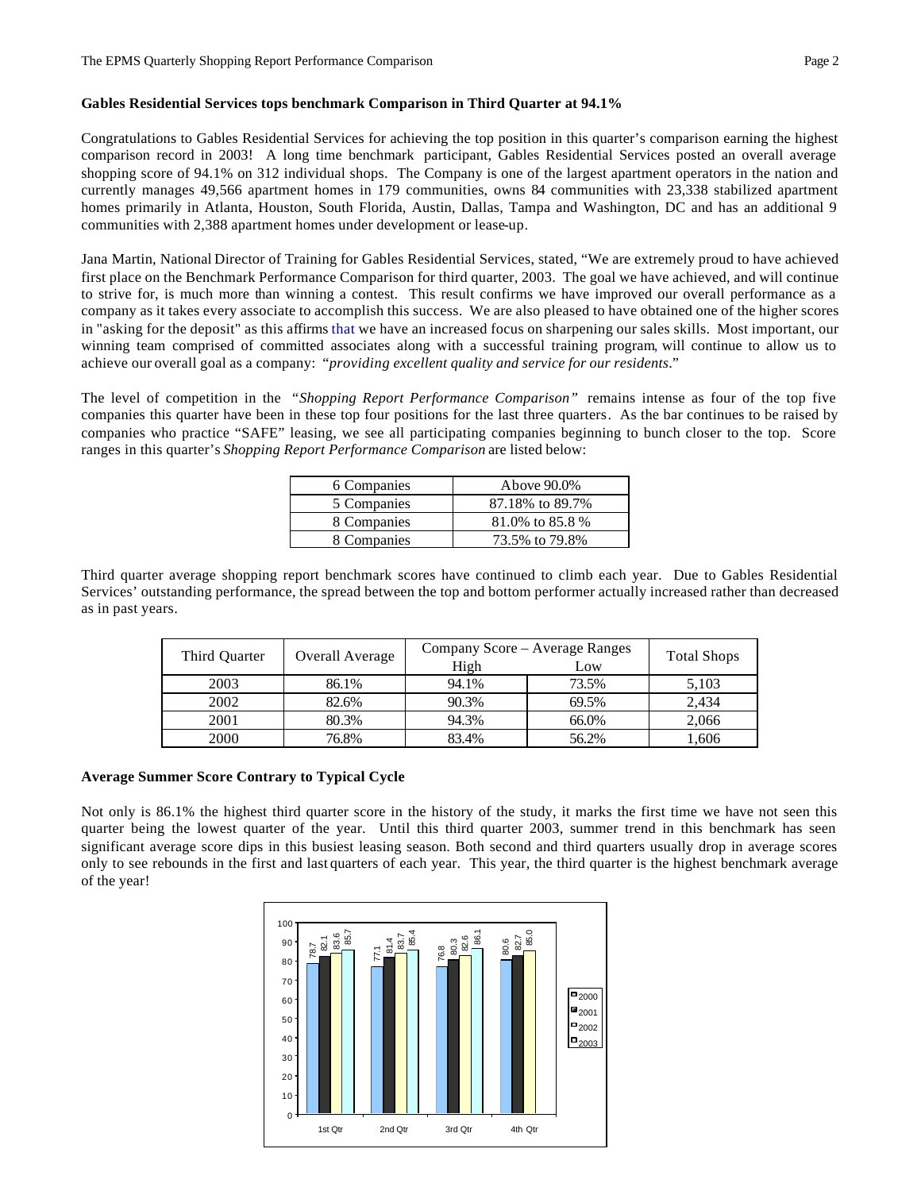## Gables Residential Services tops benchmark Comparison in Third Quarter at 94.1%

Congratulations to Gables Residential Services for achieving the top position in this quarter's comparison earning the highest comparison record in 2003! A long time benchmark participant, Gables Residential Services posted an overall average shopping score of 94.1% on 312 individual shops. The Company is one of the largest apartment operators in the nation and currently manages 49,566 apartment homes in 179 communities, owns 84 communities with 23,338 stabilized apartment homes primarily in Atlanta, Houston, South Florida, Austin, Dallas, Tampa and Washington, DC and has an additional 9 communities with 2,388 apartment homes under development or lease-up.

Jana Martin, National Director of Training for Gables Residential Services, stated, "We are extremely proud to have achieved first place on the Benchmark Performance Comparison for third quarter, 2003. The goal we have achieved, and will continue to strive for, is much more than winning a contest. This result confirms we have improved our overall performance as a company as it takes every associate to accomplish this success. We are also pleased to have obtained one of the higher scores in "asking for the deposit" as this affirms that we have an increased focus on sharpening our sales skills. Most important, our winning team comprised of committed associates along with a successful training program, will continue to allow us to achieve our overall goal as a company: *"providing excellent quality and service for our residents*."

The level of competition in the *"Shopping Report Performance Comparison"* remains intense as four of the top five companies this quarter have been in these top four positions for the last three quarters. As the bar continues to be raised by companies who practice "SAFE" leasing, we see all participating companies beginning to bunch closer to the top. Score ranges in this quarter's *Shopping Report Performance Comparison* are listed below:

| | |
|---|---|
| 6 Companies | Above 90.0% |
| 5 Companies | 87.18% to 89.7% |
| 8 Companies | 81.0% to 85.8 % |
| 8 Companies | 73.5% to 79.8% |

Third quarter average shopping report benchmark scores have continued to climb each year. Due to Gables Residential Services' outstanding performance, the spread between the top and bottom performer actually increased rather than decreased as in past years.

| Third Quarter | Overall Average | Company Score – Average Ranges | | Total Shops |
|---|---|---|---|---|
| | | High | Low | |
| 2003 | 86.1% | 94.1% | 73.5% | 5,103 |
| 2002 | 82.6% | 90.3% | 69.5% | 2,434 |
| 2001 | 80.3% | 94.3% | 66.0% | 2,066 |
| 2000 | 76.8% | 83.4% | 56.2% | 1,606 |

## Average Summer Score Contrary to Typical Cycle

Not only is 86.1% the highest third quarter score in the history of the study, it marks the first time we have not seen this quarter being the lowest quarter of the year. Until this third quarter 2003, summer trend in this benchmark has seen significant average score dips in this busiest leasing season. Both second and third quarters usually drop in average scores only to see rebounds in the first and last quarters of each year. This year, the third quarter is the highest benchmark average of the year!

| | 2000 | 2001 | 2002 | 2003 |
|---|---|---|---|---|
| 1st Qtr | 78.7 | 82.1 | 83.6 | 85.7 |
| 2nd Qtr | 77.1 | 81.4 | 83.7 | 85.4 |
| 3rd Qtr | 76.8 | 80.3 | 82.6 | 86.1 |
| 4th Qtr | 80.6 | 82.7 | 85.0 | |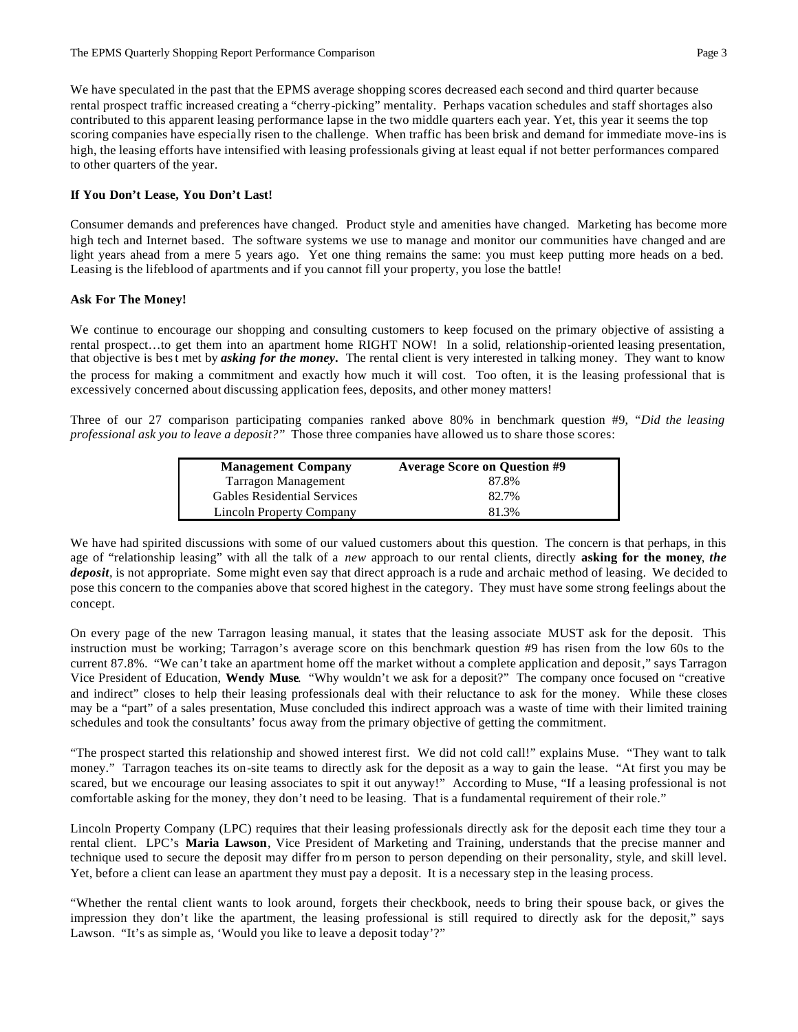We have speculated in the past that the EPMS average shopping scores decreased each second and third quarter because rental prospect traffic increased creating a "cherry-picking" mentality. Perhaps vacation schedules and staff shortages also contributed to this apparent leasing performance lapse in the two middle quarters each year. Yet, this year it seems the top scoring companies have especially risen to the challenge. When traffic has been brisk and demand for immediate move-ins is high, the leasing efforts have intensified with leasing professionals giving at least equal if not better performances compared to other quarters of the year.

**If You Don't Lease, You Don't Last!**

Consumer demands and preferences have changed. Product style and amenities have changed. Marketing has become more high tech and Internet based. The software systems we use to manage and monitor our communities have changed and are light years ahead from a mere 5 years ago. Yet one thing remains the same: you must keep putting more heads on a bed. Leasing is the lifeblood of apartments and if you cannot fill your property, you lose the battle!

**Ask For The Money!**

We continue to encourage our shopping and consulting customers to keep focused on the primary objective of assisting a rental prospect…to get them into an apartment home RIGHT NOW! In a solid, relationship-oriented leasing presentation, that objective is best met by ***asking for the money***. The rental client is very interested in talking money. They want to know the process for making a commitment and exactly how much it will cost. Too often, it is the leasing professional that is excessively concerned about discussing application fees, deposits, and other money matters!

Three of our 27 comparison participating companies ranked above 80% in benchmark question #9, "*Did the leasing professional ask you to leave a deposit?*" Those three companies have allowed us to share those scores:

| Management Company | Average Score on Question #9 |
|---|---|
| Tarragon Management | 87.8% |
| Gables Residential Services | 82.7% |
| Lincoln Property Company | 81.3% |

We have had spirited discussions with some of our valued customers about this question. The concern is that perhaps, in this age of "relationship leasing" with all the talk of a *new* approach to our rental clients, directly **asking for the money**, ***the deposit***, is not appropriate. Some might even say that direct approach is a rude and archaic method of leasing. We decided to pose this concern to the companies above that scored highest in the category. They must have some strong feelings about the concept.

On every page of the new Tarragon leasing manual, it states that the leasing associate MUST ask for the deposit. This instruction must be working; Tarragon's average score on this benchmark question #9 has risen from the low 60s to the current 87.8%. "We can't take an apartment home off the market without a complete application and deposit," says Tarragon Vice President of Education, **Wendy Muse**. "Why wouldn't we ask for a deposit?" The company once focused on "creative and indirect" closes to help their leasing professionals deal with their reluctance to ask for the money. While these closes may be a "part" of a sales presentation, Muse concluded this indirect approach was a waste of time with their limited training schedules and took the consultants' focus away from the primary objective of getting the commitment.

"The prospect started this relationship and showed interest first. We did not cold call!" explains Muse. "They want to talk money." Tarragon teaches its on-site teams to directly ask for the deposit as a way to gain the lease. "At first you may be scared, but we encourage our leasing associates to spit it out anyway!" According to Muse, "If a leasing professional is not comfortable asking for the money, they don't need to be leasing. That is a fundamental requirement of their role."

Lincoln Property Company (LPC) requires that their leasing professionals directly ask for the deposit each time they tour a rental client. LPC's **Maria Lawson**, Vice President of Marketing and Training, understands that the precise manner and technique used to secure the deposit may differ from person to person depending on their personality, style, and skill level. Yet, before a client can lease an apartment they must pay a deposit. It is a necessary step in the leasing process.

"Whether the rental client wants to look around, forgets their checkbook, needs to bring their spouse back, or gives the impression they don't like the apartment, the leasing professional is still required to directly ask for the deposit," says Lawson. "It's as simple as, 'Would you like to leave a deposit today'?"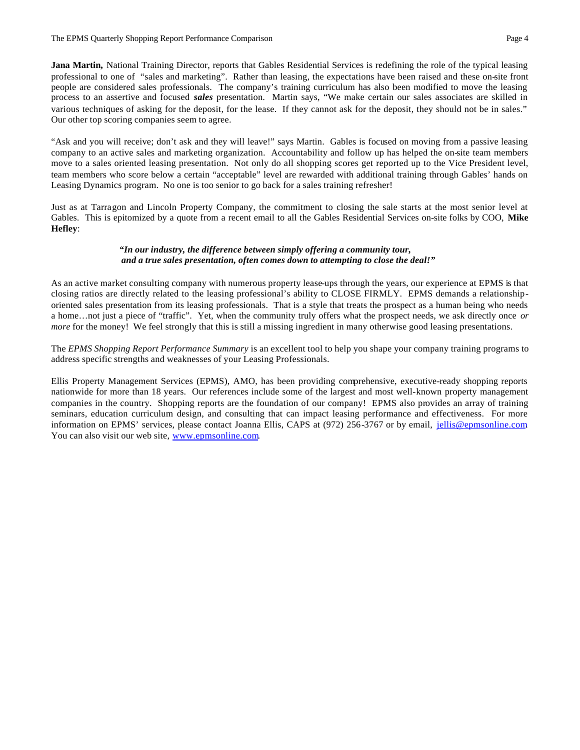**Jana Martin,** National Training Director, reports that Gables Residential Services is redefining the role of the typical leasing professional to one of "sales and marketing". Rather than leasing, the expectations have been raised and these on-site front people are considered sales professionals. The company's training curriculum has also been modified to move the leasing process to an assertive and focused ***sales*** presentation. Martin says, "We make certain our sales associates are skilled in various techniques of asking for the deposit, for the lease. If they cannot ask for the deposit, they should not be in sales." Our other top scoring companies seem to agree.

"Ask and you will receive; don't ask and they will leave!" says Martin. Gables is focused on moving from a passive leasing company to an active sales and marketing organization. Accountability and follow up has helped the on-site team members move to a sales oriented leasing presentation. Not only do all shopping scores get reported up to the Vice President level, team members who score below a certain "acceptable" level are rewarded with additional training through Gables' hands on Leasing Dynamics program. No one is too senior to go back for a sales training refresher!

Just as at Tarragon and Lincoln Property Company, the commitment to closing the sale starts at the most senior level at Gables. This is epitomized by a quote from a recent email to all the Gables Residential Services on-site folks by COO, **Mike Hefley**:

> ***"In our industry, the difference between simply offering a community tour, and a true sales presentation, often comes down to attempting to close the deal!"***

As an active market consulting company with numerous property lease-ups through the years, our experience at EPMS is that closing ratios are directly related to the leasing professional's ability to CLOSE FIRMLY. EPMS demands a relationship-oriented sales presentation from its leasing professionals. That is a style that treats the prospect as a human being who needs a home…not just a piece of "traffic". Yet, when the community truly offers what the prospect needs, we ask directly once *or more* for the money! We feel strongly that this is still a missing ingredient in many otherwise good leasing presentations.

The *EPMS Shopping Report Performance Summary* is an excellent tool to help you shape your company training programs to address specific strengths and weaknesses of your Leasing Professionals.

Ellis Property Management Services (EPMS), AMO, has been providing comprehensive, executive-ready shopping reports nationwide for more than 18 years. Our references include some of the largest and most well-known property management companies in the country. Shopping reports are the foundation of our company! EPMS also provides an array of training seminars, education curriculum design, and consulting that can impact leasing performance and effectiveness. For more information on EPMS' services, please contact Joanna Ellis, CAPS at (972) 256-3767 or by email, jellis@epmsonline.com. You can also visit our web site, www.epmsonline.com.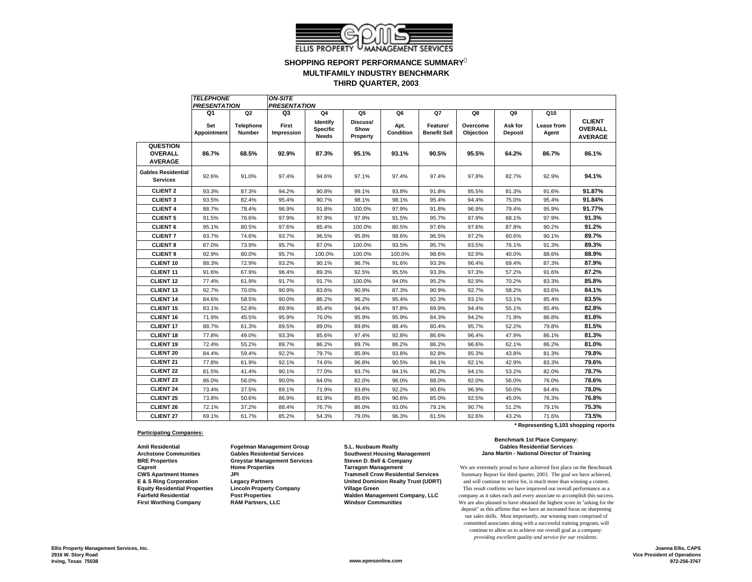ELLIS PROPERTY MANAGEMENT SERVICES

# SHOPPING REPORT PERFORMANCE SUMMARY

## MULTIFAMILY INDUSTRY BENCHMARK

## THIRD QUARTER, 2003

| | *TELEPHONE PRESENTATION* | | *ON-SITE PRESENTATION* | | | | | | | | |
|---|---|---|---|---|---|---|---|---|---|---|---|
| | Q1 | Q2 | Q3 | Q4 | Q5 | Q6 | Q7 | Q8 | Q9 | Q10 | |
| | **Set Appointment** | **Telephone Number** | **First Impression** | **Identify Specific Needs** | **Discuss/ Show Property** | **Apt. Condition** | **Feature/ Benefit Sell** | **Overcome Objection** | **Ask for Deposit** | **Lease from Agent** | **CLIENT OVERALL AVERAGE** |
| **QUESTION OVERALL AVERAGE** | **86.7%** | **68.5%** | **92.9%** | **87.3%** | **95.1%** | **93.1%** | **90.5%** | **95.5%** | **64.2%** | **86.7%** | **86.1%** |
| **Gables Residential Services** | 92.6% | 91.0% | 97.4% | 94.6% | 97.1% | 97.4% | 97.4% | 97.8% | 82.7% | 92.9% | **94.1%** |
| **CLIENT 2** | 93.3% | 87.3% | 94.2% | 90.8% | 99.1% | 93.8% | 91.8% | 95.5% | 81.3% | 91.6% | **91.87%** |
| **CLIENT 3** | 93.5% | 82.4% | 95.4% | 90.7% | 98.1% | 98.1% | 95.4% | 94.4% | 75.0% | 95.4% | **91.84%** |
| **CLIENT 4** | 88.7% | 78.4% | 96.9% | 91.8% | 100.0% | 97.9% | 91.8% | 96.9% | 79.4% | 95.9% | **91.77%** |
| **CLIENT 5** | 91.5% | 76.6% | 97.9% | 97.9% | 97.9% | 91.5% | 95.7% | 97.9% | 68.1% | 97.9% | **91.3%** |
| **CLIENT 6** | 95.1% | 80.5% | 97.6% | 85.4% | 100.0% | 80.5% | 97.6% | 97.6% | 87.8% | 90.2% | **91.2%** |
| **CLIENT 7** | 93.7% | 74.6% | 93.7% | 96.5% | 95.8% | 98.6% | 96.5% | 97.2% | 60.6% | 90.1% | **89.7%** |
| **CLIENT 8** | 87.0% | 73.9% | 95.7% | 87.0% | 100.0% | 93.5% | 95.7% | 93.5% | 76.1% | 91.3% | **89.3%** |
| **CLIENT 9** | 92.9% | 80.0% | 95.7% | 100.0% | 100.0% | 100.0% | 98.6% | 92.9% | 40.0% | 88.6% | **88.9%** |
| **CLIENT 10** | 88.3% | 72.9% | 93.2% | 90.1% | 96.7% | 91.6% | 93.3% | 96.4% | 69.4% | 87.3% | **87.9%** |
| **CLIENT 11** | 91.6% | 67.9% | 96.4% | 89.3% | 92.5% | 95.5% | 93.3% | 97.3% | 57.2% | 91.6% | **87.2%** |
| **CLIENT 12** | 77.4% | 61.9% | 91.7% | 91.7% | 100.0% | 94.0% | 95.2% | 92.9% | 70.2% | 83.3% | **85.8%** |
| **CLIENT 13** | 92.7% | 70.0% | 90.9% | 83.6% | 90.9% | 87.3% | 90.9% | 92.7% | 58.2% | 83.6% | **84.1%** |
| **CLIENT 14** | 84.6% | 58.5% | 90.0% | 86.2% | 96.2% | 95.4% | 92.3% | 93.1% | 53.1% | 85.4% | **83.5%** |
| **CLIENT 15** | 83.1% | 52.8% | 89.9% | 85.4% | 94.4% | 97.8% | 89.9% | 94.4% | 55.1% | 85.4% | **82.8%** |
| **CLIENT 16** | 71.9% | 45.5% | 95.9% | 76.0% | 95.9% | 95.9% | 84.3% | 94.2% | 71.9% | 86.8% | **81.8%** |
| **CLIENT 17** | 88.7% | 61.3% | 89.5% | 89.0% | 89.8% | 88.4% | 80.4% | 95.7% | 52.2% | 79.8% | **81.5%** |
| **CLIENT 18** | 77.8% | 49.0% | 93.3% | 85.6% | 97.4% | 92.8% | 86.6% | 96.4% | 47.9% | 86.1% | **81.3%** |
| **CLIENT 19** | 72.4% | 55.2% | 89.7% | 86.2% | 89.7% | 86.2% | 86.2% | 96.6% | 62.1% | 86.2% | **81.0%** |
| **CLIENT 20** | 84.4% | 59.4% | 92.2% | 79.7% | 85.9% | 93.8% | 82.8% | 95.3% | 43.8% | 81.3% | **79.8%** |
| **CLIENT 21** | 77.8% | 61.9% | 92.1% | 74.6% | 96.8% | 90.5% | 84.1% | 92.1% | 42.9% | 83.3% | **79.6%** |
| **CLIENT 22** | 81.5% | 41.4% | 90.1% | 77.0% | 93.7% | 94.1% | 80.2% | 94.1% | 53.2% | 82.0% | **78.7%** |
| **CLIENT 23** | 86.0% | 56.0% | 90.0% | 64.0% | 82.0% | 96.0% | 88.0% | 92.0% | 56.0% | 76.0% | **78.6%** |
| **CLIENT 24** | 73.4% | 37.5% | 89.1% | 71.9% | 93.8% | 92.2% | 90.6% | 96.9% | 50.0% | 84.4% | **78.0%** |
| **CLIENT 25** | 73.8% | 50.6% | 86.9% | 81.9% | 85.6% | 90.6% | 85.0% | 92.5% | 45.0% | 76.3% | **76.8%** |
| **CLIENT 26** | 72.1% | 37.2% | 88.4% | 76.7% | 86.0% | 93.0% | 79.1% | 90.7% | 51.2% | 79.1% | **75.3%** |
| **CLIENT 27** | 69.1% | 61.7% | 85.2% | 54.3% | 79.0% | 96.3% | 81.5% | 92.6% | 43.2% | 71.6% | **73.5%** |

**\* Representing 5,103 shopping reports**

**Participating Companies:**

**Amli Residential**
**Archstone Communities**
**BRE Properties**
**Capreit**
**CWS Apartment Homes**
**E & S Ring Corporation**
**Equity Residential Properties**
**Fairfield Residential**
**First Worthing Company**
**Fogelman Management Group**
**Gables Residential Services**
**Greystar Management Services**
**Home Properties**
**JPI**
**Legacy Partners**
**Lincoln Property Company**
**Post Properties**
**RAM Partners, LLC**
**S.L. Nusbaum Realty**
**Southwest Housing Management**
**Steven D. Bell & Company**
**Tarragon Management**
**Trammell Crow Residential Services**
**United Dominion Realty Trust (UDRT)**
**Village Green**
**Walden Management Company, LLC**
**Windsor Communities**

**Benchmark 1st Place Company:**
**Gables Residential Services**
**Jana Martin - National Director of Training**

We are extremely proud to have achieved first place on the Benchmark Summary Report for third quarter, 2003. The goal we have achieved, and will continue to strive for, is much more than winning a contest. This result confirms we have improved our overall performance as a company as it takes each and every associate to accomplish this success. We are also pleased to have obtained the highest score in "asking for the deposit" as this affirms that we have an increased focus on sharpening our sales skills. Most importantly, our winning team comprised of committed associates along with a successful training program, will continue to allow us to achieve our overall goal as a company: *providing excellent quality and service for our residents.*

**Ellis Property Management Services, Inc.**
**2916 W. Story Road**
**Irving, Texas 75038**

**www.epmsonline.com**

**Joanna Ellis, CAPS**
**Vice President of Operations**
**972-256-3767**